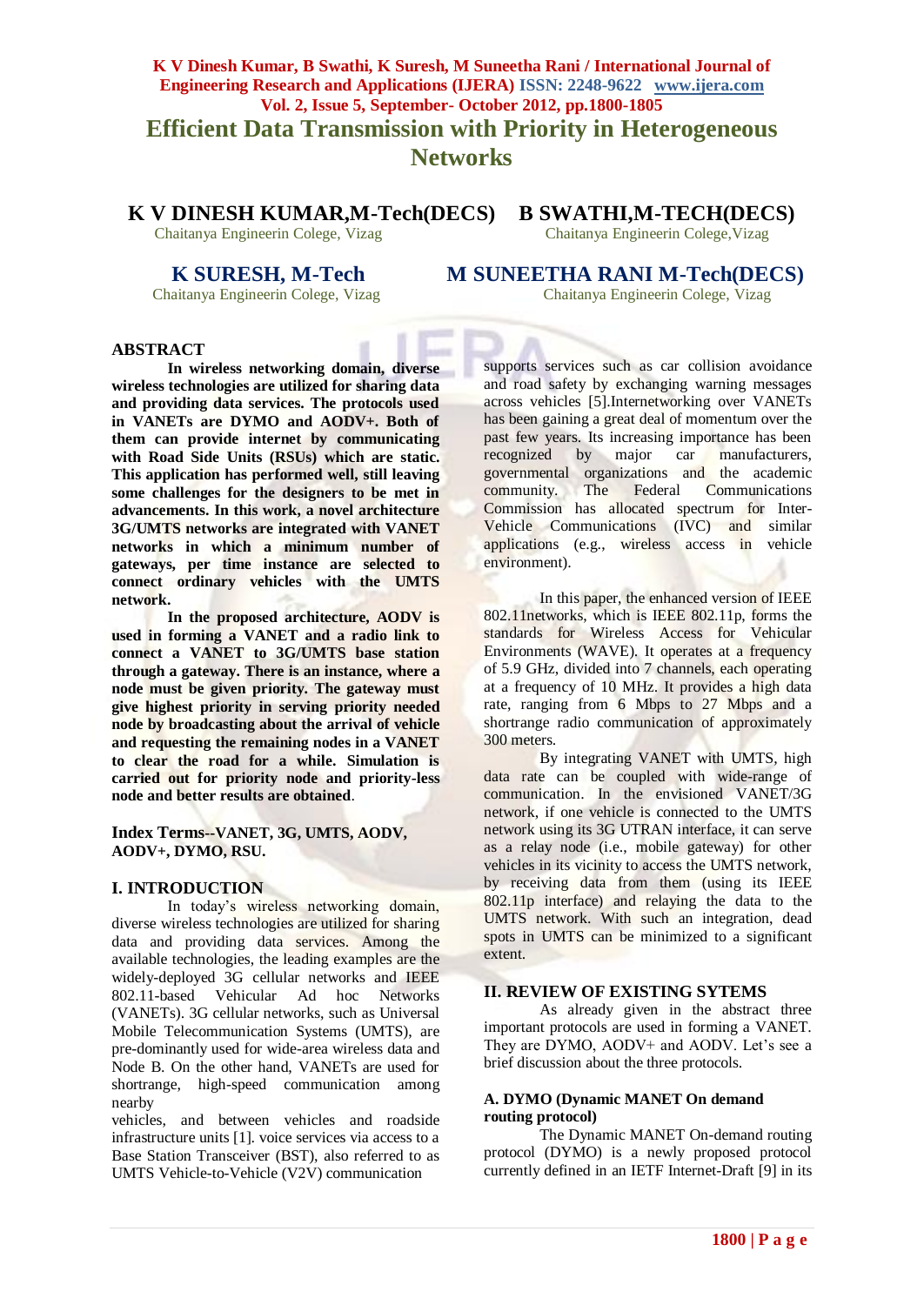# Efficient Data Transmission with Priority in Heterogeneous Networks

**K V DINESH KUMAR, M-Tech(DECS)**
Chaitanya Engineerin Colege, Vizag

**B SWATHI, M-TECH(DECS)**
Chaitanya Engineerin Colege, Vizag

**K SURESH, M-Tech**
Chaitanya Engineerin Colege, Vizag

**M SUNEETHA RANI M-Tech(DECS)**
Chaitanya Engineerin Colege, Vizag

## ABSTRACT

**In wireless networking domain, diverse wireless technologies are utilized for sharing data and providing data services. The protocols used in VANETs are DYMO and AODV+. Both of them can provide internet by communicating with Road Side Units (RSUs) which are static. This application has performed well, still leaving some challenges for the designers to be met in advancements. In this work, a novel architecture 3G/UMTS networks are integrated with VANET networks in which a minimum number of gateways, per time instance are selected to connect ordinary vehicles with the UMTS network.**

**In the proposed architecture, AODV is used in forming a VANET and a radio link to connect a VANET to 3G/UMTS base station through a gateway. There is an instance, where a node must be given priority. The gateway must give highest priority in serving priority needed node by broadcasting about the arrival of vehicle and requesting the remaining nodes in a VANET to clear the road for a while. Simulation is carried out for priority node and priority-less node and better results are obtained.**

**Index Terms--VANET, 3G, UMTS, AODV, AODV+, DYMO, RSU.**

## I. INTRODUCTION

In today's wireless networking domain, diverse wireless technologies are utilized for sharing data and providing data services. Among the available technologies, the leading examples are the widely-deployed 3G cellular networks and IEEE 802.11-based Vehicular Ad hoc Networks (VANETs). 3G cellular networks, such as Universal Mobile Telecommunication Systems (UMTS), are pre-dominantly used for wide-area wireless data and Node B. On the other hand, VANETs are used for shortrange, high-speed communication among nearby vehicles, and between vehicles and roadside infrastructure units [1]. voice services via access to a Base Station Transceiver (BST), also referred to as UMTS Vehicle-to-Vehicle (V2V) communication supports services such as car collision avoidance and road safety by exchanging warning messages across vehicles [5].Internetworking over VANETs has been gaining a great deal of momentum over the past few years. Its increasing importance has been recognized by major car manufacturers, governmental organizations and the academic community. The Federal Communications Commission has allocated spectrum for Inter-Vehicle Communications (IVC) and similar applications (e.g., wireless access in vehicle environment).

In this paper, the enhanced version of IEEE 802.11networks, which is IEEE 802.11p, forms the standards for Wireless Access for Vehicular Environments (WAVE). It operates at a frequency of 5.9 GHz, divided into 7 channels, each operating at a frequency of 10 MHz. It provides a high data rate, ranging from 6 Mbps to 27 Mbps and a shortrange radio communication of approximately 300 meters.

By integrating VANET with UMTS, high data rate can be coupled with wide-range of communication. In the envisioned VANET/3G network, if one vehicle is connected to the UMTS network using its 3G UTRAN interface, it can serve as a relay node (i.e., mobile gateway) for other vehicles in its vicinity to access the UMTS network, by receiving data from them (using its IEEE 802.11p interface) and relaying the data to the UMTS network. With such an integration, dead spots in UMTS can be minimized to a significant extent.

## II. REVIEW OF EXISTING SYTEMS

As already given in the abstract three important protocols are used in forming a VANET. They are DYMO, AODV+ and AODV. Let's see a brief discussion about the three protocols.

### A. DYMO (Dynamic MANET On demand routing protocol)

The Dynamic MANET On-demand routing protocol (DYMO) is a newly proposed protocol currently defined in an IETF Internet-Draft [9] in its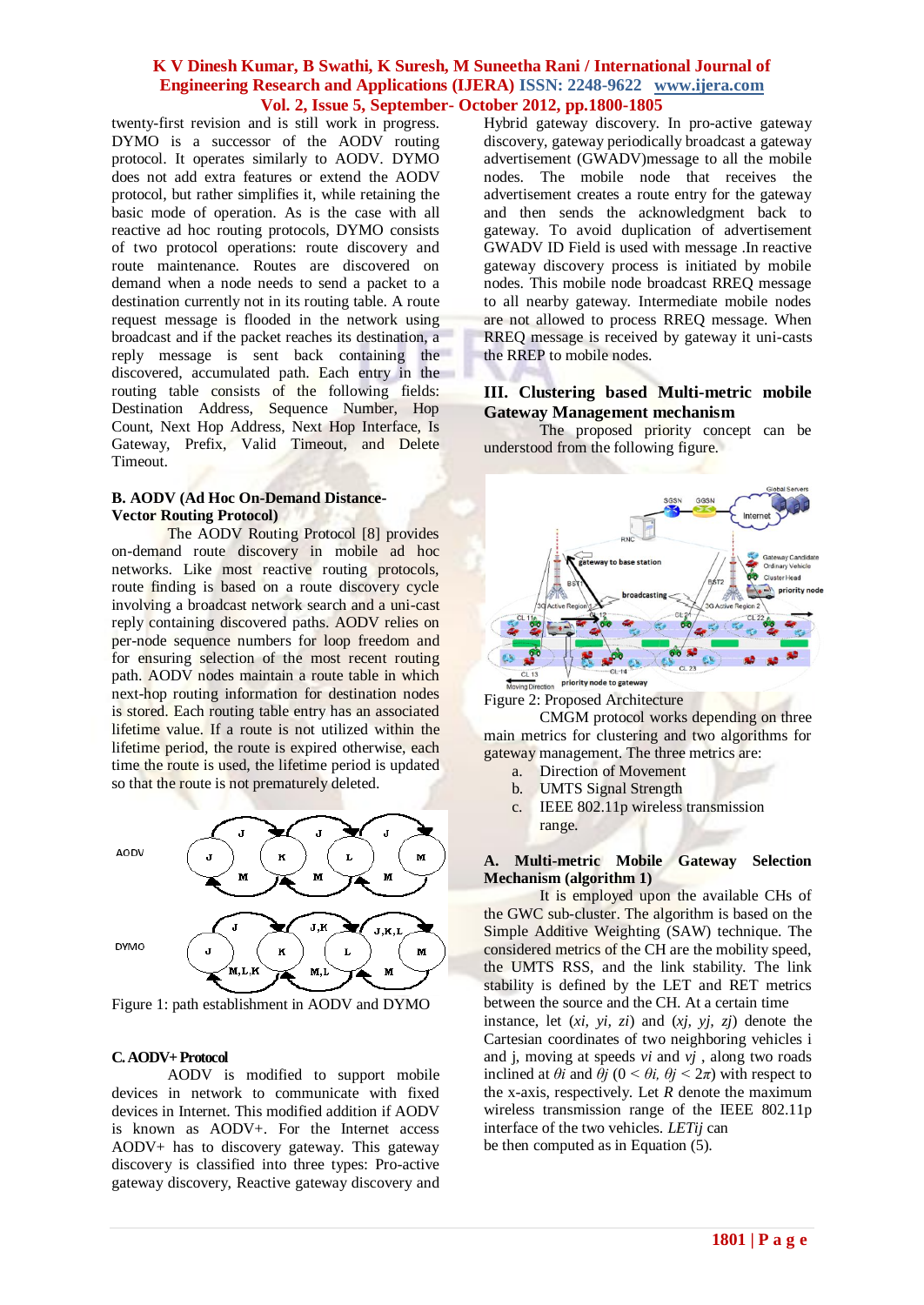twenty-first revision and is still work in progress. DYMO is a successor of the AODV routing protocol. It operates similarly to AODV. DYMO does not add extra features or extend the AODV protocol, but rather simplifies it, while retaining the basic mode of operation. As is the case with all reactive ad hoc routing protocols, DYMO consists of two protocol operations: route discovery and route maintenance. Routes are discovered on demand when a node needs to send a packet to a destination currently not in its routing table. A route request message is flooded in the network using broadcast and if the packet reaches its destination, a reply message is sent back containing the discovered, accumulated path. Each entry in the routing table consists of the following fields: Destination Address, Sequence Number, Hop Count, Next Hop Address, Next Hop Interface, Is Gateway, Prefix, Valid Timeout, and Delete Timeout.

### B. AODV (Ad Hoc On-Demand Distance-Vector Routing Protocol)

The AODV Routing Protocol [8] provides on-demand route discovery in mobile ad hoc networks. Like most reactive routing protocols, route finding is based on a route discovery cycle involving a broadcast network search and a uni-cast reply containing discovered paths. AODV relies on per-node sequence numbers for loop freedom and for ensuring selection of the most recent routing path. AODV nodes maintain a route table in which next-hop routing information for destination nodes is stored. Each routing table entry has an associated lifetime value. If a route is not utilized within the lifetime period, the route is expired otherwise, each time the route is used, the lifetime period is updated so that the route is not prematurely deleted.

Figure 1: path establishment in AODV and DYMO

### C. AODV+ Protocol

AODV is modified to support mobile devices in network to communicate with fixed devices in Internet. This modified addition if AODV is known as AODV+. For the Internet access AODV+ has to discovery gateway. This gateway discovery is classified into three types: Pro-active gateway discovery, Reactive gateway discovery and Hybrid gateway discovery. In pro-active gateway discovery, gateway periodically broadcast a gateway advertisement (GWADV)message to all the mobile nodes. The mobile node that receives the advertisement creates a route entry for the gateway and then sends the acknowledgment back to gateway. To avoid duplication of advertisement GWADV ID Field is used with message .In reactive gateway discovery process is initiated by mobile nodes. This mobile node broadcast RREQ message to all nearby gateway. Intermediate mobile nodes are not allowed to process RREQ message. When RREQ message is received by gateway it uni-casts the RREP to mobile nodes.

## III. Clustering based Multi-metric mobile Gateway Management mechanism

The proposed priority concept can be understood from the following figure.

Figure 2: Proposed Architecture

CMGM protocol works depending on three main metrics for clustering and two algorithms for gateway management. The three metrics are:

a. Direction of Movement
b. UMTS Signal Strength
c. IEEE 802.11p wireless transmission range.

### A. Multi-metric Mobile Gateway Selection Mechanism (algorithm 1)

It is employed upon the available CHs of the GWC sub-cluster. The algorithm is based on the Simple Additive Weighting (SAW) technique. The considered metrics of the CH are the mobility speed, the UMTS RSS, and the link stability. The link stability is defined by the LET and RET metrics between the source and the CH. At a certain time instance, let $(x_i, y_i, z_i)$ and $(x_j, y_j, z_j)$ denote the Cartesian coordinates of two neighboring vehicles i and j, moving at speeds $v_i$ and $v_j$ , along two roads inclined at $\theta_i$ and $\theta_j$ $(0 < \theta_i, \theta_j < 2\pi)$ with respect to the x-axis, respectively. Let $R$ denote the maximum wireless transmission range of the IEEE 802.11p interface of the two vehicles. $LET_{ij}$ can be then computed as in Equation (5).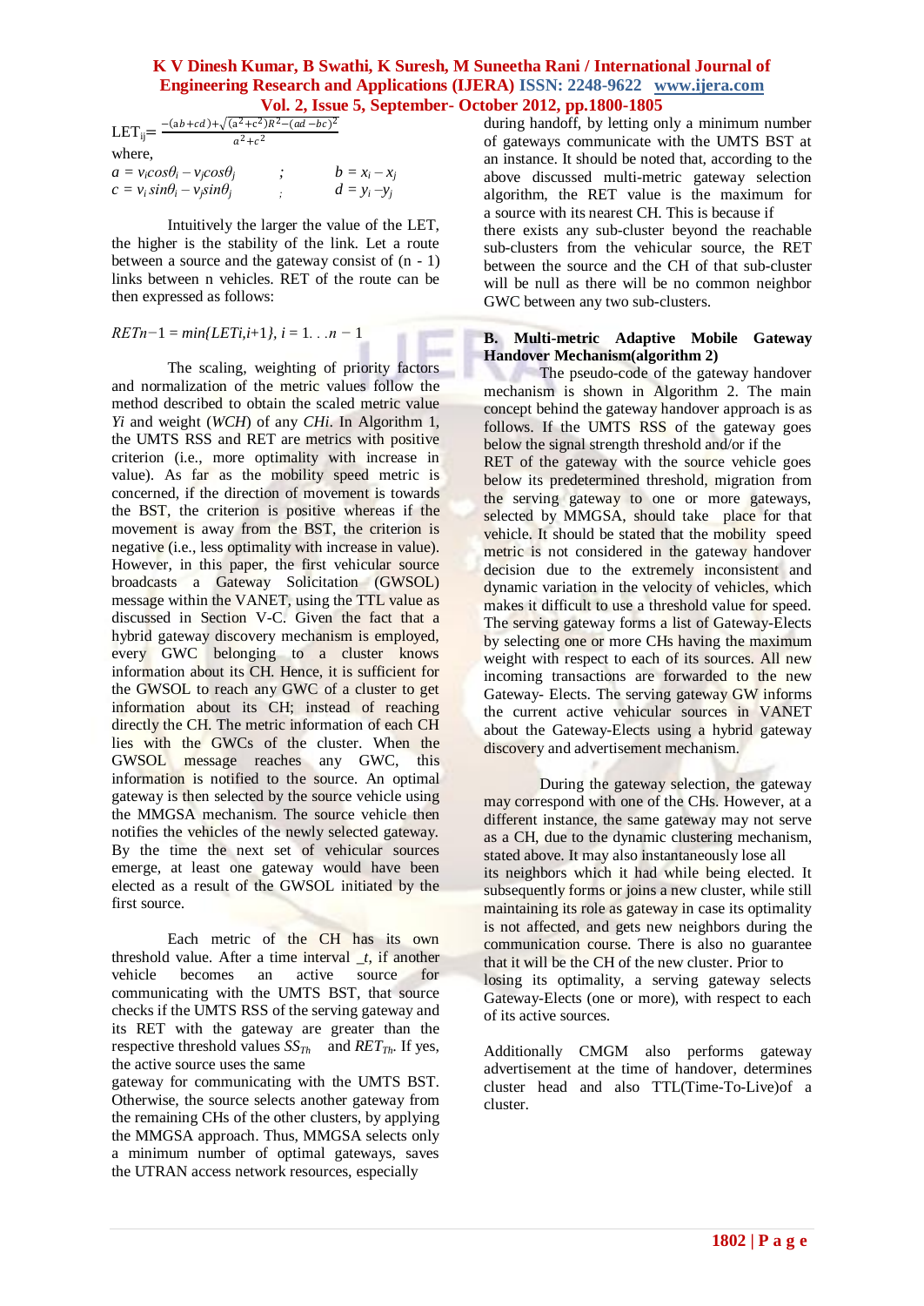$$\text{LET}_{ij} = \frac{-(ab+cd)+\sqrt{(a^2+c^2)R^2-(ad-bc)^2}}{a^2+c^2}$$

where,

$a = v_i cos\theta_i - v_j cos\theta_j$ ; $b = x_i - x_j$

$c = v_i sin\theta_i - v_j sin\theta_j$ ; $d = y_i - y_j$

Intuitively the larger the value of the LET, the higher is the stability of the link. Let a route between a source and the gateway consist of (n - 1) links between n vehicles. RET of the route can be then expressed as follows:

$$RET_{n-1} = min\{LET_{i,i+1}\},\ i = 1 \ldots n-1$$

The scaling, weighting of priority factors and normalization of the metric values follow the method described to obtain the scaled metric value $Y_i$ and weight ($WCH$) of any $CH_i$. In Algorithm 1, the UMTS RSS and RET are metrics with positive criterion (i.e., more optimality with increase in value). As far as the mobility speed metric is concerned, if the direction of movement is towards the BST, the criterion is positive whereas if the movement is away from the BST, the criterion is negative (i.e., less optimality with increase in value). However, in this paper, the first vehicular source broadcasts a Gateway Solicitation (GWSOL) message within the VANET, using the TTL value as discussed in Section V-C. Given the fact that a hybrid gateway discovery mechanism is employed, every GWC belonging to a cluster knows information about its CH. Hence, it is sufficient for the GWSOL to reach any GWC of a cluster to get information about its CH; instead of reaching directly the CH. The metric information of each CH lies with the GWCs of the cluster. When the GWSOL message reaches any GWC, this information is notified to the source. An optimal gateway is then selected by the source vehicle using the MMGSA mechanism. The source vehicle then notifies the vehicles of the newly selected gateway. By the time the next set of vehicular sources emerge, at least one gateway would have been elected as a result of the GWSOL initiated by the first source.

Each metric of the CH has its own threshold value. After a time interval _t, if another vehicle becomes an active source for communicating with the UMTS BST, that source checks if the UMTS RSS of the serving gateway and its RET with the gateway are greater than the respective threshold values $SS_{Th}$ and $RET_{Th}$. If yes, the active source uses the same gateway for communicating with the UMTS BST. Otherwise, the source selects another gateway from the remaining CHs of the other clusters, by applying the MMGSA approach. Thus, MMGSA selects only a minimum number of optimal gateways, saves the UTRAN access network resources, especially during handoff, by letting only a minimum number of gateways communicate with the UMTS BST at an instance. It should be noted that, according to the above discussed multi-metric gateway selection algorithm, the RET value is the maximum for a source with its nearest CH. This is because if there exists any sub-cluster beyond the reachable sub-clusters from the vehicular source, the RET between the source and the CH of that sub-cluster will be null as there will be no common neighbor GWC between any two sub-clusters.

## B. Multi-metric Adaptive Mobile Gateway Handover Mechanism(algorithm 2)

The pseudo-code of the gateway handover mechanism is shown in Algorithm 2. The main concept behind the gateway handover approach is as follows. If the UMTS RSS of the gateway goes below the signal strength threshold and/or if the RET of the gateway with the source vehicle goes below its predetermined threshold, migration from the serving gateway to one or more gateways, selected by MMGSA, should take place for that vehicle. It should be stated that the mobility speed metric is not considered in the gateway handover decision due to the extremely inconsistent and dynamic variation in the velocity of vehicles, which makes it difficult to use a threshold value for speed. The serving gateway forms a list of Gateway-Elects by selecting one or more CHs having the maximum weight with respect to each of its sources. All new incoming transactions are forwarded to the new Gateway- Elects. The serving gateway GW informs the current active vehicular sources in VANET about the Gateway-Elects using a hybrid gateway discovery and advertisement mechanism.

During the gateway selection, the gateway may correspond with one of the CHs. However, at a different instance, the same gateway may not serve as a CH, due to the dynamic clustering mechanism, stated above. It may also instantaneously lose all its neighbors which it had while being elected. It subsequently forms or joins a new cluster, while still maintaining its role as gateway in case its optimality is not affected, and gets new neighbors during the communication course. There is also no guarantee that it will be the CH of the new cluster. Prior to losing its optimality, a serving gateway selects Gateway-Elects (one or more), with respect to each of its active sources.

Additionally CMGM also performs gateway advertisement at the time of handover, determines cluster head and also TTL(Time-To-Live)of a cluster.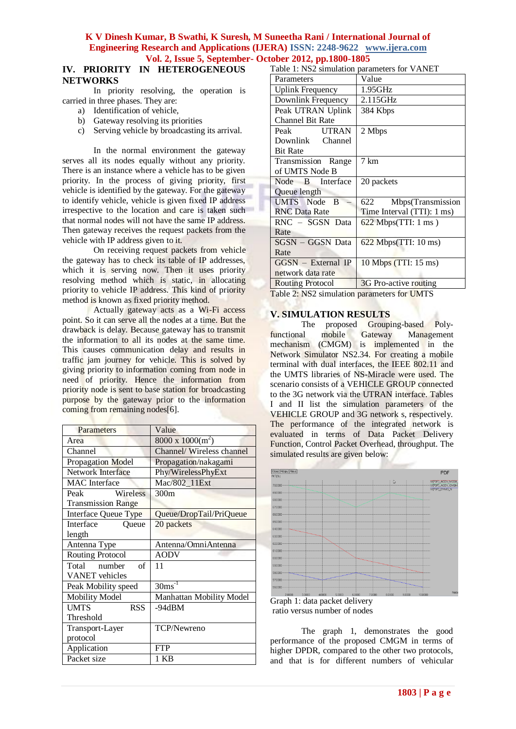## IV. PRIORITY IN HETEROGENEOUS NETWORKS

In priority resolving, the operation is carried in three phases. They are:

a) Identification of vehicle,
b) Gateway resolving its priorities
c) Serving vehicle by broadcasting its arrival.

In the normal environment the gateway serves all its nodes equally without any priority. There is an instance where a vehicle has to be given priority. In the process of giving priority, first vehicle is identified by the gateway. For the gateway to identify vehicle, vehicle is given fixed IP address irrespective to the location and care is taken such that normal nodes will not have the same IP address. Then gateway receives the request packets from the vehicle with IP address given to it.

On receiving request packets from vehicle the gateway has to check its table of IP addresses, which it is serving now. Then it uses priority resolving method which is static, in allocating priority to vehicle IP address. This kind of priority method is known as fixed priority method.

Actually gateway acts as a Wi-Fi access point. So it can serve all the nodes at a time. But the drawback is delay. Because gateway has to transmit the information to all its nodes at the same time. This causes communication delay and results in traffic jam journey for vehicle. This is solved by giving priority to information coming from node in need of priority. Hence the information from priority node is sent to base station for broadcasting purpose by the gateway prior to the information coming from remaining nodes[6].

| Parameters | Value |
|---|---|
| Area | 8000 x 1000($m^2$) |
| Channel | Channel/ Wireless channel |
| Propagation Model | Propagation/nakagami |
| Network Interface | Phy/WirelessPhyExt |
| MAC Interface | Mac/802_11Ext |
| Peak Wireless Transmission Range | 300m |
| Interface Queue Type | Queue/DropTail/PriQueue |
| Interface Queue length | 20 packets |
| Antenna Type | Antenna/OmniAntenna |
| Routing Protocol | AODV |
| Total number of VANET vehicles | 11 |
| Peak Mobility speed | $30ms^{-1}$ |
| Mobility Model | Manhattan Mobility Model |
| UMTS RSS Threshold | -94dBM |
| Transport-Layer protocol | TCP/Newreno |
| Application | FTP |
| Packet size | 1 KB |

Table 1: NS2 simulation parameters for VANET

| Parameters | Value |
|---|---|
| Uplink Frequency | 1.95GHz |
| Downlink Frequency | 2.115GHz |
| Peak UTRAN Uplink Channel Bit Rate | 384 Kbps |
| Peak UTRAN Downlink Channel Bit Rate | 2 Mbps |
| Transmission Range of UMTS Node B | 7 km |
| Node B Interface Queue length | 20 packets |
| UMTS Node B – RNC Data Rate | 622 Mbps(Transmission Time Interval (TTI): 1 ms) |
| RNC – SGSN Data Rate | 622 Mbps(TTI: 1 ms ) |
| SGSN – GGSN Data Rate | 622 Mbps(TTI: 10 ms) |
| GGSN – External IP network data rate | 10 Mbps (TTI: 15 ms) |
| Routing Protocol | 3G Pro-active routing |

Table 2: NS2 simulation parameters for UMTS

## V. SIMULATION RESULTS

The proposed Grouping-based Poly-functional mobile Gateway Management mechanism (CMGM) is implemented in the Network Simulator NS2.34. For creating a mobile terminal with dual interfaces, the IEEE 802.11 and the UMTS libraries of NS-Miracle were used. The scenario consists of a VEHICLE GROUP connected to the 3G network via the UTRAN interface. Tables I and II list the simulation parameters of the VEHICLE GROUP and 3G network s, respectively. The performance of the integrated network is evaluated in terms of Data Packet Delivery Function, Control Packet Overhead, throughput. The simulated results are given below:

Graph 1: data packet delivery ratio versus number of nodes

The graph 1, demonstrates the good performance of the proposed CMGM in terms of higher DPDR, compared to the other two protocols, and that is for different numbers of vehicular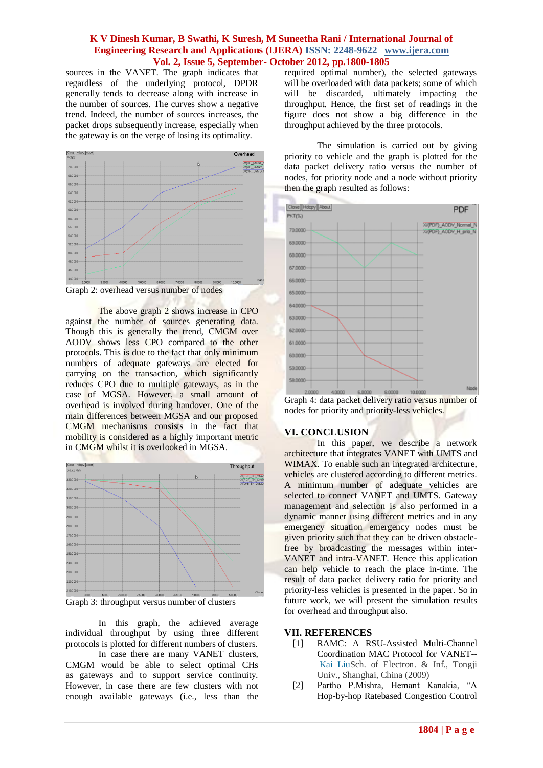sources in the VANET. The graph indicates that regardless of the underlying protocol, DPDR generally tends to decrease along with increase in the number of sources. The curves show a negative trend. Indeed, the number of sources increases, the packet drops subsequently increase, especially when the gateway is on the verge of losing its optimality.

Graph 2: overhead versus number of nodes

The above graph 2 shows increase in CPO against the number of sources generating data. Though this is generally the trend, CMGM over AODV shows less CPO compared to the other protocols. This is due to the fact that only minimum numbers of adequate gateways are elected for carrying on the transaction, which significantly reduces CPO due to multiple gateways, as in the case of MGSA. However, a small amount of overhead is involved during handover. One of the main differences between MGSA and our proposed CMGM mechanisms consists in the fact that mobility is considered as a highly important metric in CMGM whilst it is overlooked in MGSA.

Graph 3: throughput versus number of clusters

In this graph, the achieved average individual throughput by using three different protocols is plotted for different numbers of clusters.

In case there are many VANET clusters, CMGM would be able to select optimal CHs as gateways and to support service continuity. However, in case there are few clusters with not enough available gateways (i.e., less than the required optimal number), the selected gateways will be overloaded with data packets; some of which will be discarded, ultimately impacting the throughput. Hence, the first set of readings in the figure does not show a big difference in the throughput achieved by the three protocols.

The simulation is carried out by giving priority to vehicle and the graph is plotted for the data packet delivery ratio versus the number of nodes, for priority node and a node without priority then the graph resulted as follows:

Graph 4: data packet delivery ratio versus number of nodes for priority and priority-less vehicles.

## VI. CONCLUSION

In this paper, we describe a network architecture that integrates VANET with UMTS and WIMAX. To enable such an integrated architecture, vehicles are clustered according to different metrics. A minimum number of adequate vehicles are selected to connect VANET and UMTS. Gateway management and selection is also performed in a dynamic manner using different metrics and in any emergency situation emergency nodes must be given priority such that they can be driven obstacle-free by broadcasting the messages within inter-VANET and intra-VANET. Hence this application can help vehicle to reach the place in-time. The result of data packet delivery ratio for priority and priority-less vehicles is presented in the paper. So in future work, we will present the simulation results for overhead and throughput also.

## VII. REFERENCES

[1] RAMC: A RSU-Assisted Multi-Channel Coordination MAC Protocol for VANET-- Kai LiuSch. of Electron. & Inf., Tongji Univ., Shanghai, China (2009)

[2] Partho P.Mishra, Hemant Kanakia, "A Hop-by-hop Ratebased Congestion Control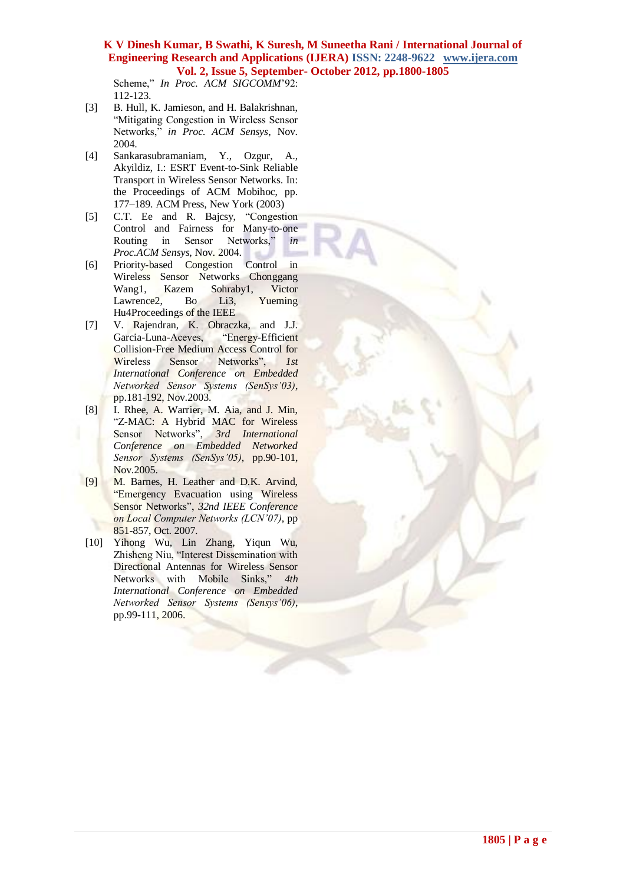Scheme," *In Proc. ACM SIGCOMM*'92: 112-123.

[3] B. Hull, K. Jamieson, and H. Balakrishnan, "Mitigating Congestion in Wireless Sensor Networks," *in Proc. ACM Sensys*, Nov. 2004.

[4] Sankarasubramaniam, Y., Ozgur, A., Akyildiz, I.: ESRT Event-to-Sink Reliable Transport in Wireless Sensor Networks. In: the Proceedings of ACM Mobihoc, pp. 177–189. ACM Press, New York (2003)

[5] C.T. Ee and R. Bajcsy, "Congestion Control and Fairness for Many-to-one Routing in Sensor Networks," *in Proc.ACM Sensys*, Nov. 2004.

[6] Priority-based Congestion Control in Wireless Sensor Networks Chonggang Wang1, Kazem Sohraby1, Victor Lawrence2, Bo Li3, Yueming Hu4Proceedings of the IEEE

[7] V. Rajendran, K. Obraczka, and J.J. Garcia-Luna-Aceves, "Energy-Efficient Collision-Free Medium Access Control for Wireless Sensor Networks", *1st International Conference on Embedded Networked Sensor Systems (SenSys'03)*, pp.181-192, Nov.2003.

[8] I. Rhee, A. Warrier, M. Aia, and J. Min, "Z-MAC: A Hybrid MAC for Wireless Sensor Networks", *3rd International Conference on Embedded Networked Sensor Systems (SenSys'05)*, pp.90-101, Nov.2005.

[9] M. Barnes, H. Leather and D.K. Arvind, "Emergency Evacuation using Wireless Sensor Networks", *32nd IEEE Conference on Local Computer Networks (LCN'07)*, pp 851-857, Oct. 2007.

[10] Yihong Wu, Lin Zhang, Yiqun Wu, Zhisheng Niu, "Interest Dissemination with Directional Antennas for Wireless Sensor Networks with Mobile Sinks," *4th International Conference on Embedded Networked Sensor Systems (Sensys'06)*, pp.99-111, 2006.